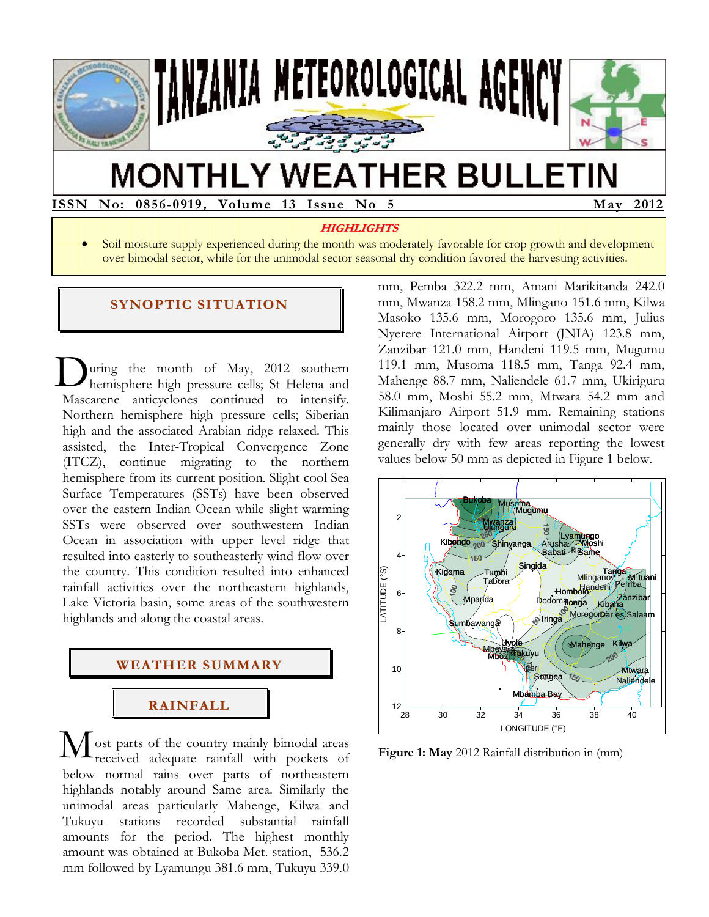# TANZANIA METEOROLOGICAL AGENCY

# MONTHLY WEATHER BULLETIN

**ISSN No: 0856-0919, Volume 13 Issue No 5** **May 2012**

***HIGHLIGHTS***

- Soil moisture supply experienced during the month was moderately favorable for crop growth and development over bimodal sector, while for the unimodal sector seasonal dry condition favored the harvesting activities.

## SYNOPTIC SITUATION

During the month of May, 2012 southern hemisphere high pressure cells; St Helena and Mascarene anticyclones continued to intensify. Northern hemisphere high pressure cells; Siberian high and the associated Arabian ridge relaxed. This assisted, the Inter-Tropical Convergence Zone (ITCZ), continue migrating to the northern hemisphere from its current position. Slight cool Sea Surface Temperatures (SSTs) have been observed over the eastern Indian Ocean while slight warming SSTs were observed over southwestern Indian Ocean in association with upper level ridge that resulted into easterly to southeasterly wind flow over the country. This condition resulted into enhanced rainfall activities over the northeastern highlands, Lake Victoria basin, some areas of the southwestern highlands and along the coastal areas.

## WEATHER SUMMARY

### RAINFALL

Most parts of the country mainly bimodal areas received adequate rainfall with pockets of below normal rains over parts of northeastern highlands notably around Same area. Similarly the unimodal areas particularly Mahenge, Kilwa and Tukuyu stations recorded substantial rainfall amounts for the period. The highest monthly amount was obtained at Bukoba Met. station, 536.2 mm followed by Lyamungu 381.6 mm, Tukuyu 339.0 mm, Pemba 322.2 mm, Amani Marikitanda 242.0 mm, Mwanza 158.2 mm, Mlingano 151.6 mm, Kilwa Masoko 135.6 mm, Morogoro 135.6 mm, Julius Nyerere International Airport (JNIA) 123.8 mm, Zanzibar 121.0 mm, Handeni 119.5 mm, Mugumu 119.1 mm, Musoma 118.5 mm, Tanga 92.4 mm, Mahenge 88.7 mm, Naliendele 61.7 mm, Ukiriguru 58.0 mm, Moshi 55.2 mm, Mtwara 54.2 mm and Kilimanjaro Airport 51.9 mm. Remaining stations mainly those located over unimodal sector were generally dry with few areas reporting the lowest values below 50 mm as depicted in Figure 1 below.

**Figure 1: May** 2012 Rainfall distribution in (mm)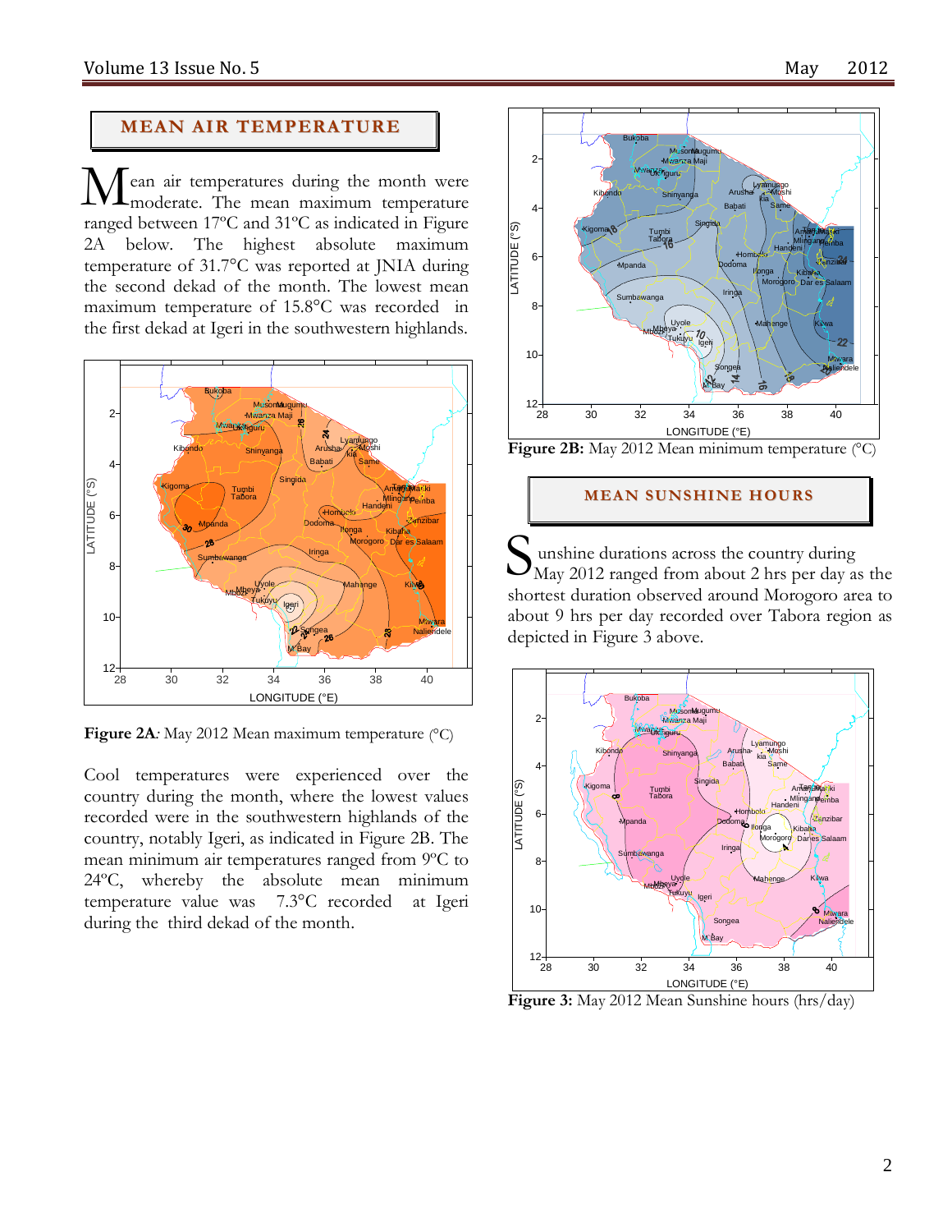## MEAN AIR TEMPERATURE

Mean air temperatures during the month were moderate. The mean maximum temperature ranged between 17ºC and 31ºC as indicated in Figure 2A below. The highest absolute maximum temperature of 31.7°C was reported at JNIA during the second dekad of the month. The lowest mean maximum temperature of 15.8°C was recorded in the first dekad at Igeri in the southwestern highlands.

**Figure 2A***:* May 2012 Mean maximum temperature (ºC)

Cool temperatures were experienced over the country during the month, where the lowest values recorded were in the southwestern highlands of the country, notably Igeri, as indicated in Figure 2B. The mean minimum air temperatures ranged from 9ºC to 24ºC, whereby the absolute mean minimum temperature value was 7.3°C recorded at Igeri during the third dekad of the month.

**Figure 2B:** May 2012 Mean minimum temperature (°C)

## MEAN SUNSHINE HOURS

Sunshine durations across the country during May 2012 ranged from about 2 hrs per day as the shortest duration observed around Morogoro area to about 9 hrs per day recorded over Tabora region as depicted in Figure 3 above.

**Figure 3:** May 2012 Mean Sunshine hours (hrs/day)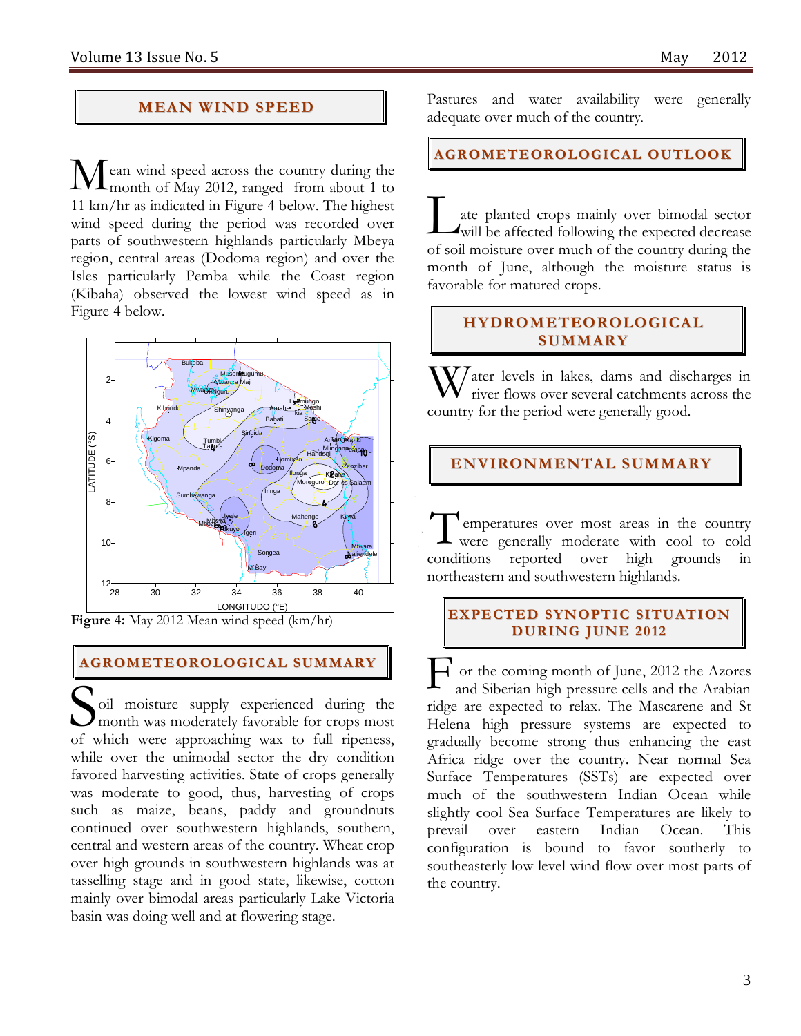## MEAN WIND SPEED

Mean wind speed across the country during the month of May 2012, ranged from about 1 to 11 km/hr as indicated in Figure 4 below. The highest wind speed during the period was recorded over parts of southwestern highlands particularly Mbeya region, central areas (Dodoma region) and over the Isles particularly Pemba while the Coast region (Kibaha) observed the lowest wind speed as in Figure 4 below.

**Figure 4:** May 2012 Mean wind speed (km/hr)

## AGROMETEOROLOGICAL SUMMARY

Soil moisture supply experienced during the month was moderately favorable for crops most of which were approaching wax to full ripeness, while over the unimodal sector the dry condition favored harvesting activities. State of crops generally was moderate to good, thus, harvesting of crops such as maize, beans, paddy and groundnuts continued over southwestern highlands, southern, central and western areas of the country. Wheat crop over high grounds in southwestern highlands was at tasselling stage and in good state, likewise, cotton mainly over bimodal areas particularly Lake Victoria basin was doing well and at flowering stage.

Pastures and water availability were generally adequate over much of the country.

## AGROMETEOROLOGICAL OUTLOOK

Late planted crops mainly over bimodal sector will be affected following the expected decrease of soil moisture over much of the country during the month of June, although the moisture status is favorable for matured crops.

## HYDROMETEOROLOGICAL SUMMARY

Water levels in lakes, dams and discharges in river flows over several catchments across the country for the period were generally good.

## ENVIRONMENTAL SUMMARY

Temperatures over most areas in the country were generally moderate with cool to cold conditions reported over high grounds in northeastern and southwestern highlands.

## EXPECTED SYNOPTIC SITUATION DURING JUNE 2012

For the coming month of June, 2012 the Azores and Siberian high pressure cells and the Arabian ridge are expected to relax. The Mascarene and St Helena high pressure systems are expected to gradually become strong thus enhancing the east Africa ridge over the country. Near normal Sea Surface Temperatures (SSTs) are expected over much of the southwestern Indian Ocean while slightly cool Sea Surface Temperatures are likely to prevail over eastern Indian Ocean. This configuration is bound to favor southerly to southeasterly low level wind flow over most parts of the country.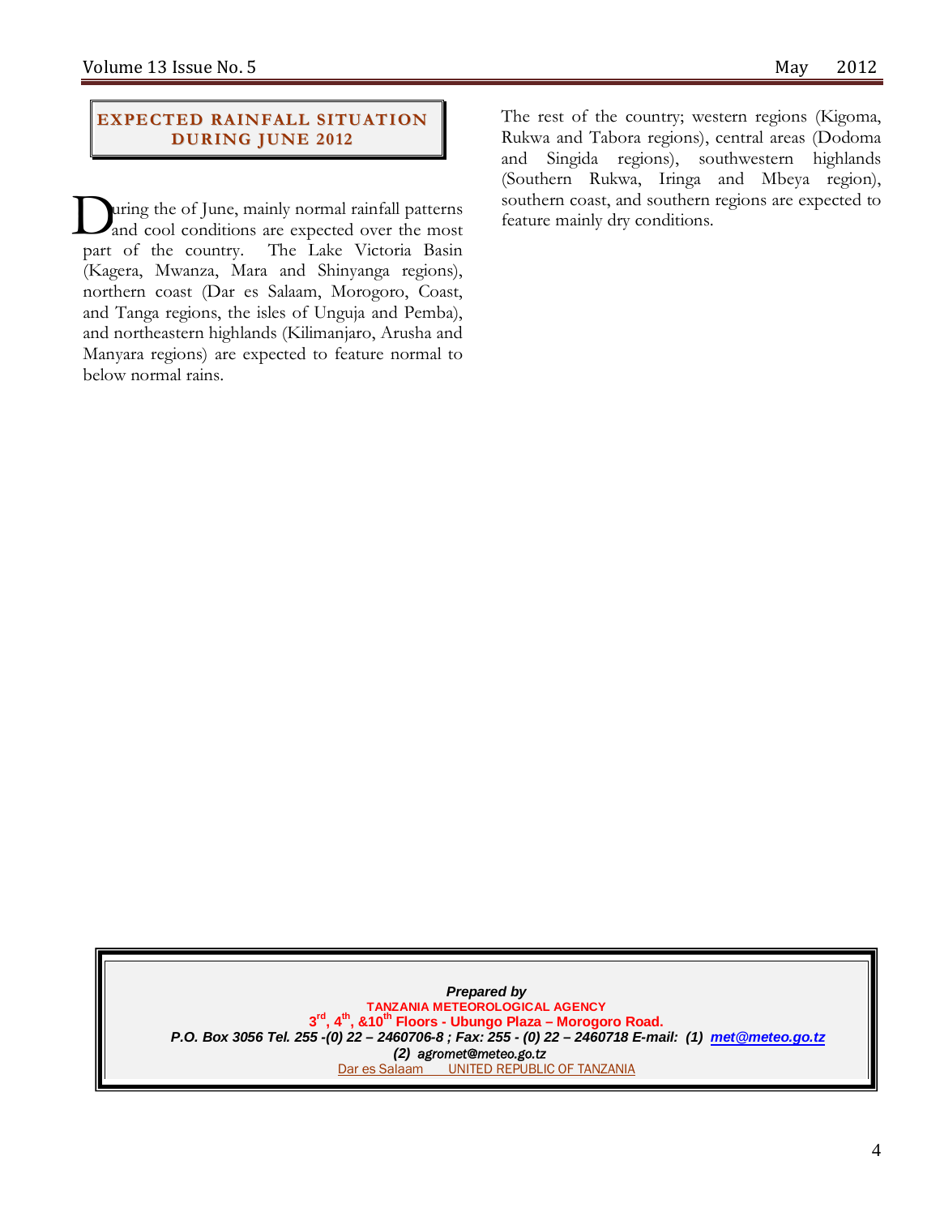## EXPECTED RAINFALL SITUATION DURING JUNE 2012

During the of June, mainly normal rainfall patterns and cool conditions are expected over the most part of the country. The Lake Victoria Basin (Kagera, Mwanza, Mara and Shinyanga regions), northern coast (Dar es Salaam, Morogoro, Coast, and Tanga regions, the isles of Unguja and Pemba), and northeastern highlands (Kilimanjaro, Arusha and Manyara regions) are expected to feature normal to below normal rains.

The rest of the country; western regions (Kigoma, Rukwa and Tabora regions), central areas (Dodoma and Singida regions), southwestern highlands (Southern Rukwa, Iringa and Mbeya region), southern coast, and southern regions are expected to feature mainly dry conditions.

***Prepared by***

**TANZANIA METEOROLOGICAL AGENCY**

**3rd, 4th, &10th Floors - Ubungo Plaza – Morogoro Road.**

***P.O. Box 3056 Tel. 255 -(0) 22 – 2460706-8 ; Fax: 255 - (0) 22 – 2460718 E-mail: (1) met@meteo.go.tz***

***(2)** agromet@meteo.go.tz*

Dar es Salaam UNITED REPUBLIC OF TANZANIA